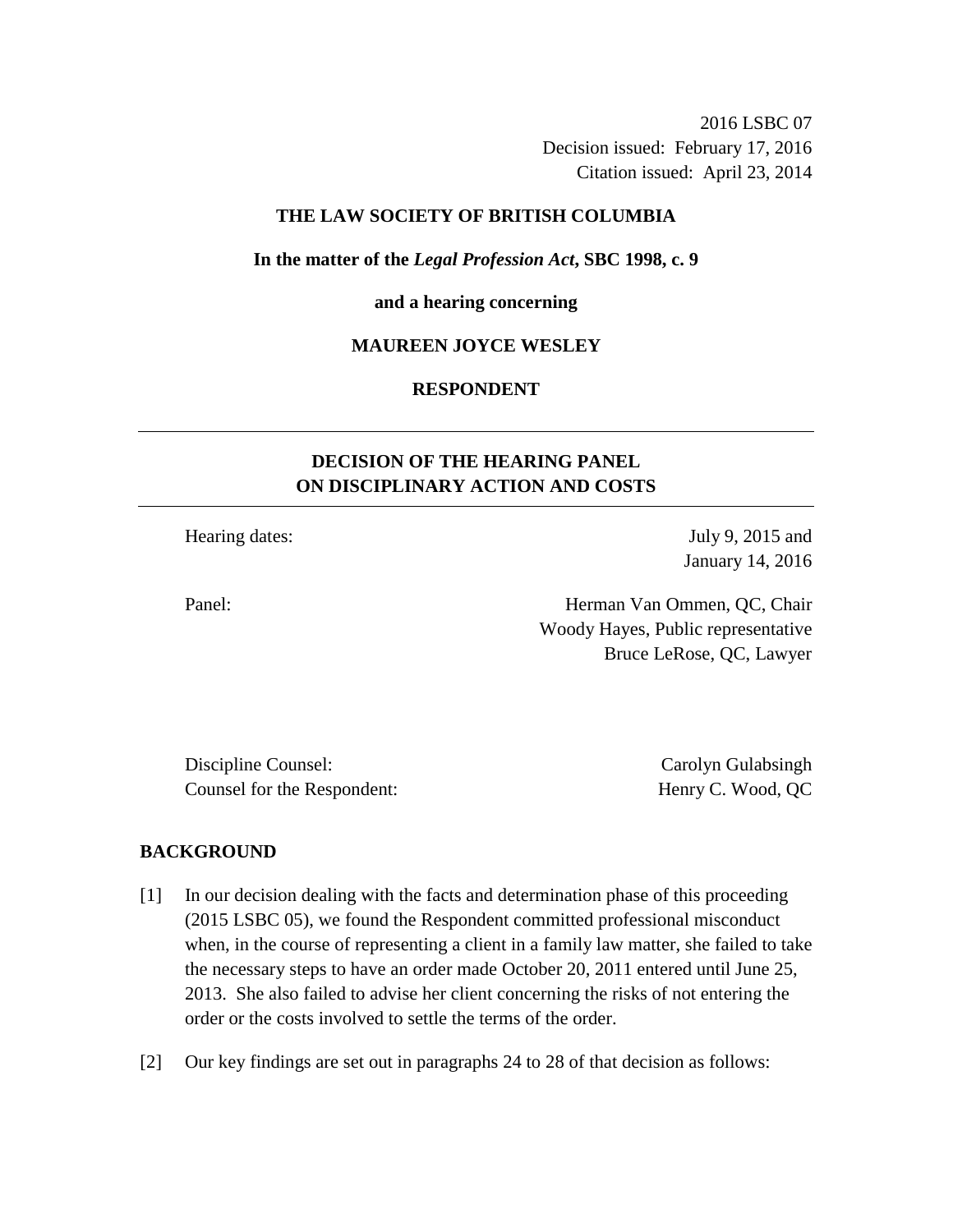2016 LSBC 07
Decision issued: February 17, 2016
Citation issued: April 23, 2014

**THE LAW SOCIETY OF BRITISH COLUMBIA**

**In the matter of the *Legal Profession Act*, SBC 1998, c. 9**

**and a hearing concerning**

**MAUREEN JOYCE WESLEY**

**RESPONDENT**

---

**DECISION OF THE HEARING PANEL ON DISCIPLINARY ACTION AND COSTS**

---

Hearing dates: July 9, 2015 and January 14, 2016

Panel: Herman Van Ommen, QC, Chair
Woody Hayes, Public representative
Bruce LeRose, QC, Lawyer

Discipline Counsel: Carolyn Gulabsingh
Counsel for the Respondent: Henry C. Wood, QC

## BACKGROUND

[1] In our decision dealing with the facts and determination phase of this proceeding (2015 LSBC 05), we found the Respondent committed professional misconduct when, in the course of representing a client in a family law matter, she failed to take the necessary steps to have an order made October 20, 2011 entered until June 25, 2013. She also failed to advise her client concerning the risks of not entering the order or the costs involved to settle the terms of the order.

[2] Our key findings are set out in paragraphs 24 to 28 of that decision as follows: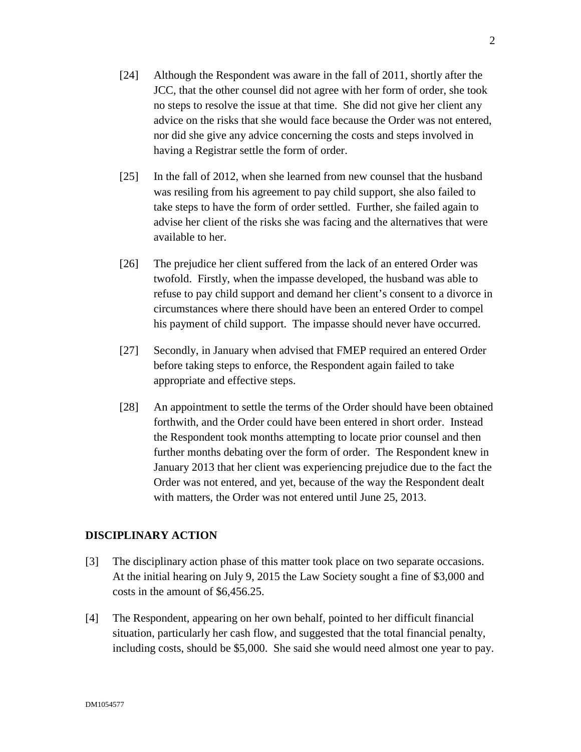[24] Although the Respondent was aware in the fall of 2011, shortly after the JCC, that the other counsel did not agree with her form of order, she took no steps to resolve the issue at that time. She did not give her client any advice on the risks that she would face because the Order was not entered, nor did she give any advice concerning the costs and steps involved in having a Registrar settle the form of order.

[25] In the fall of 2012, when she learned from new counsel that the husband was resiling from his agreement to pay child support, she also failed to take steps to have the form of order settled. Further, she failed again to advise her client of the risks she was facing and the alternatives that were available to her.

[26] The prejudice her client suffered from the lack of an entered Order was twofold. Firstly, when the impasse developed, the husband was able to refuse to pay child support and demand her client's consent to a divorce in circumstances where there should have been an entered Order to compel his payment of child support. The impasse should never have occurred.

[27] Secondly, in January when advised that FMEP required an entered Order before taking steps to enforce, the Respondent again failed to take appropriate and effective steps.

[28] An appointment to settle the terms of the Order should have been obtained forthwith, and the Order could have been entered in short order. Instead the Respondent took months attempting to locate prior counsel and then further months debating over the form of order. The Respondent knew in January 2013 that her client was experiencing prejudice due to the fact the Order was not entered, and yet, because of the way the Respondent dealt with matters, the Order was not entered until June 25, 2013.

## DISCIPLINARY ACTION

[3] The disciplinary action phase of this matter took place on two separate occasions. At the initial hearing on July 9, 2015 the Law Society sought a fine of $3,000 and costs in the amount of $6,456.25.

[4] The Respondent, appearing on her own behalf, pointed to her difficult financial situation, particularly her cash flow, and suggested that the total financial penalty, including costs, should be $5,000. She said she would need almost one year to pay.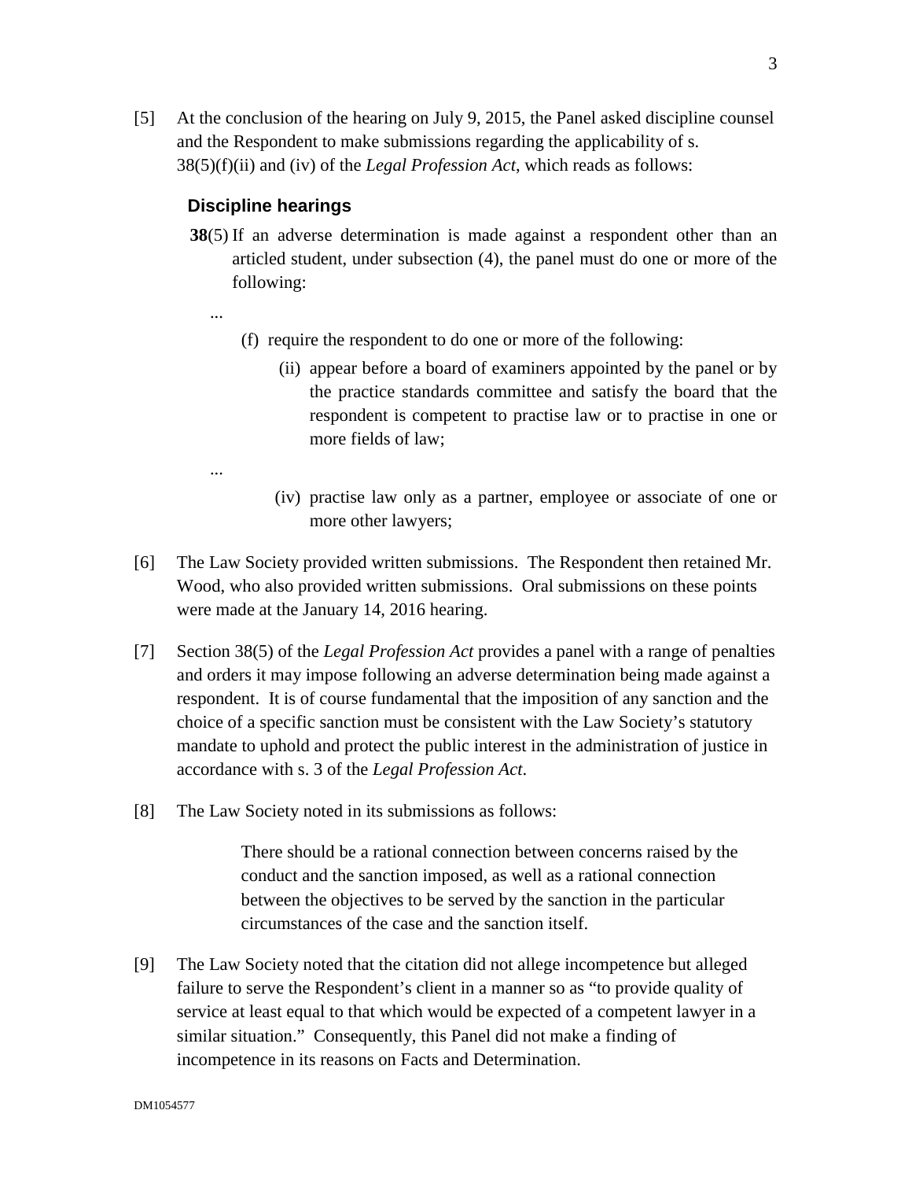[5] At the conclusion of the hearing on July 9, 2015, the Panel asked discipline counsel and the Respondent to make submissions regarding the applicability of s. 38(5)(f)(ii) and (iv) of the *Legal Profession Act*, which reads as follows:

> **Discipline hearings**
>
> **38**(5) If an adverse determination is made against a respondent other than an articled student, under subsection (4), the panel must do one or more of the following:
>
> ...
>
> (f) require the respondent to do one or more of the following:
>
> (ii) appear before a board of examiners appointed by the panel or by the practice standards committee and satisfy the board that the respondent is competent to practise law or to practise in one or more fields of law;
>
> ...
>
> (iv) practise law only as a partner, employee or associate of one or more other lawyers;

[6] The Law Society provided written submissions. The Respondent then retained Mr. Wood, who also provided written submissions. Oral submissions on these points were made at the January 14, 2016 hearing.

[7] Section 38(5) of the *Legal Profession Act* provides a panel with a range of penalties and orders it may impose following an adverse determination being made against a respondent. It is of course fundamental that the imposition of any sanction and the choice of a specific sanction must be consistent with the Law Society's statutory mandate to uphold and protect the public interest in the administration of justice in accordance with s. 3 of the *Legal Profession Act*.

[8] The Law Society noted in its submissions as follows:

> There should be a rational connection between concerns raised by the conduct and the sanction imposed, as well as a rational connection between the objectives to be served by the sanction in the particular circumstances of the case and the sanction itself.

[9] The Law Society noted that the citation did not allege incompetence but alleged failure to serve the Respondent's client in a manner so as "to provide quality of service at least equal to that which would be expected of a competent lawyer in a similar situation." Consequently, this Panel did not make a finding of incompetence in its reasons on Facts and Determination.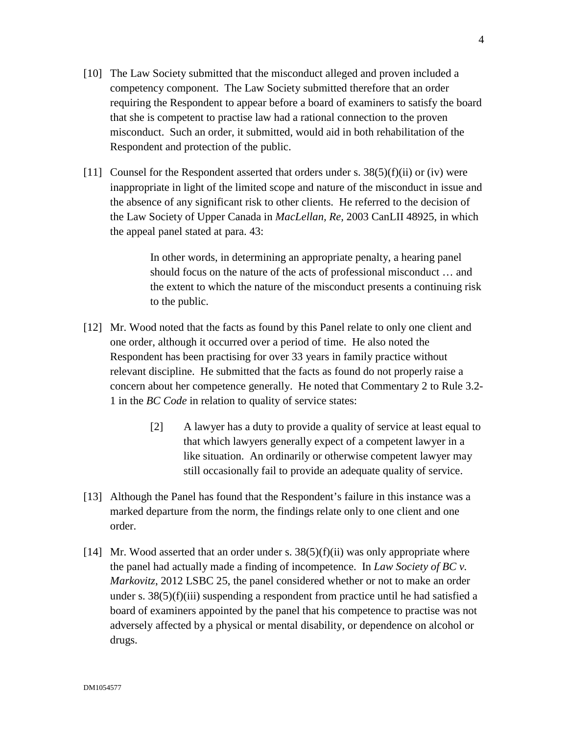[10] The Law Society submitted that the misconduct alleged and proven included a competency component. The Law Society submitted therefore that an order requiring the Respondent to appear before a board of examiners to satisfy the board that she is competent to practise law had a rational connection to the proven misconduct. Such an order, it submitted, would aid in both rehabilitation of the Respondent and protection of the public.

[11] Counsel for the Respondent asserted that orders under s. 38(5)(f)(ii) or (iv) were inappropriate in light of the limited scope and nature of the misconduct in issue and the absence of any significant risk to other clients. He referred to the decision of the Law Society of Upper Canada in *MacLellan, Re*, 2003 CanLII 48925, in which the appeal panel stated at para. 43:

> In other words, in determining an appropriate penalty, a hearing panel should focus on the nature of the acts of professional misconduct … and the extent to which the nature of the misconduct presents a continuing risk to the public.

[12] Mr. Wood noted that the facts as found by this Panel relate to only one client and one order, although it occurred over a period of time. He also noted the Respondent has been practising for over 33 years in family practice without relevant discipline. He submitted that the facts as found do not properly raise a concern about her competence generally. He noted that Commentary 2 to Rule 3.2-1 in the *BC Code* in relation to quality of service states:

> [2] A lawyer has a duty to provide a quality of service at least equal to that which lawyers generally expect of a competent lawyer in a like situation. An ordinarily or otherwise competent lawyer may still occasionally fail to provide an adequate quality of service.

[13] Although the Panel has found that the Respondent's failure in this instance was a marked departure from the norm, the findings relate only to one client and one order.

[14] Mr. Wood asserted that an order under s. 38(5)(f)(ii) was only appropriate where the panel had actually made a finding of incompetence. In *Law Society of BC v. Markovitz*, 2012 LSBC 25, the panel considered whether or not to make an order under s. 38(5)(f)(iii) suspending a respondent from practice until he had satisfied a board of examiners appointed by the panel that his competence to practise was not adversely affected by a physical or mental disability, or dependence on alcohol or drugs.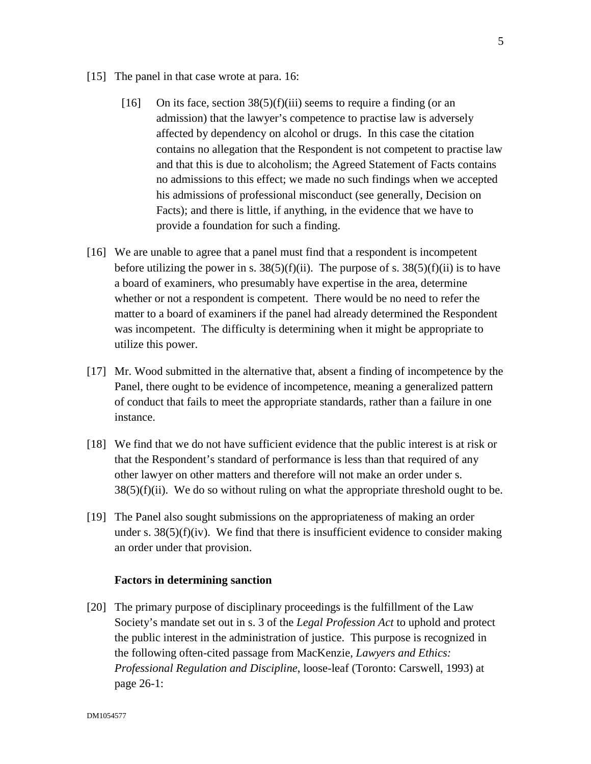[15] The panel in that case wrote at para. 16:

> [16] On its face, section 38(5)(f)(iii) seems to require a finding (or an admission) that the lawyer's competence to practise law is adversely affected by dependency on alcohol or drugs. In this case the citation contains no allegation that the Respondent is not competent to practise law and that this is due to alcoholism; the Agreed Statement of Facts contains no admissions to this effect; we made no such findings when we accepted his admissions of professional misconduct (see generally, Decision on Facts); and there is little, if anything, in the evidence that we have to provide a foundation for such a finding.

[16] We are unable to agree that a panel must find that a respondent is incompetent before utilizing the power in s. 38(5)(f)(ii). The purpose of s. 38(5)(f)(ii) is to have a board of examiners, who presumably have expertise in the area, determine whether or not a respondent is competent. There would be no need to refer the matter to a board of examiners if the panel had already determined the Respondent was incompetent. The difficulty is determining when it might be appropriate to utilize this power.

[17] Mr. Wood submitted in the alternative that, absent a finding of incompetence by the Panel, there ought to be evidence of incompetence, meaning a generalized pattern of conduct that fails to meet the appropriate standards, rather than a failure in one instance.

[18] We find that we do not have sufficient evidence that the public interest is at risk or that the Respondent's standard of performance is less than that required of any other lawyer on other matters and therefore will not make an order under s. 38(5)(f)(ii). We do so without ruling on what the appropriate threshold ought to be.

[19] The Panel also sought submissions on the appropriateness of making an order under s. 38(5)(f)(iv). We find that there is insufficient evidence to consider making an order under that provision.

**Factors in determining sanction**

[20] The primary purpose of disciplinary proceedings is the fulfillment of the Law Society's mandate set out in s. 3 of the *Legal Profession Act* to uphold and protect the public interest in the administration of justice. This purpose is recognized in the following often-cited passage from MacKenzie, *Lawyers and Ethics: Professional Regulation and Discipline*, loose-leaf (Toronto: Carswell, 1993) at page 26-1: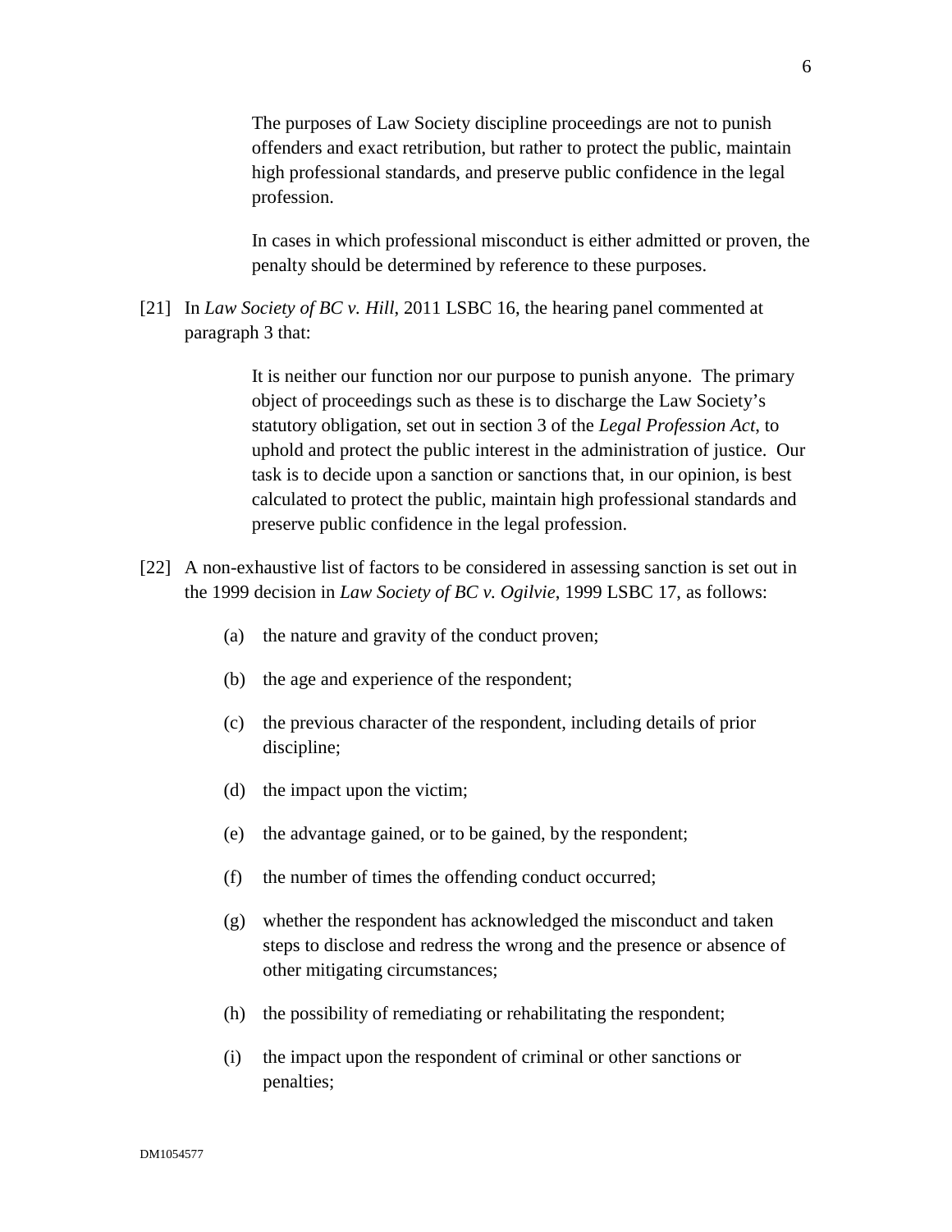> The purposes of Law Society discipline proceedings are not to punish offenders and exact retribution, but rather to protect the public, maintain high professional standards, and preserve public confidence in the legal profession.
>
> In cases in which professional misconduct is either admitted or proven, the penalty should be determined by reference to these purposes.

[21] In *Law Society of BC v. Hill*, 2011 LSBC 16, the hearing panel commented at paragraph 3 that:

> It is neither our function nor our purpose to punish anyone. The primary object of proceedings such as these is to discharge the Law Society's statutory obligation, set out in section 3 of the *Legal Profession Act*, to uphold and protect the public interest in the administration of justice. Our task is to decide upon a sanction or sanctions that, in our opinion, is best calculated to protect the public, maintain high professional standards and preserve public confidence in the legal profession.

[22] A non-exhaustive list of factors to be considered in assessing sanction is set out in the 1999 decision in *Law Society of BC v. Ogilvie*, 1999 LSBC 17, as follows:

(a) the nature and gravity of the conduct proven;

(b) the age and experience of the respondent;

(c) the previous character of the respondent, including details of prior discipline;

(d) the impact upon the victim;

(e) the advantage gained, or to be gained, by the respondent;

(f) the number of times the offending conduct occurred;

(g) whether the respondent has acknowledged the misconduct and taken steps to disclose and redress the wrong and the presence or absence of other mitigating circumstances;

(h) the possibility of remediating or rehabilitating the respondent;

(i) the impact upon the respondent of criminal or other sanctions or penalties;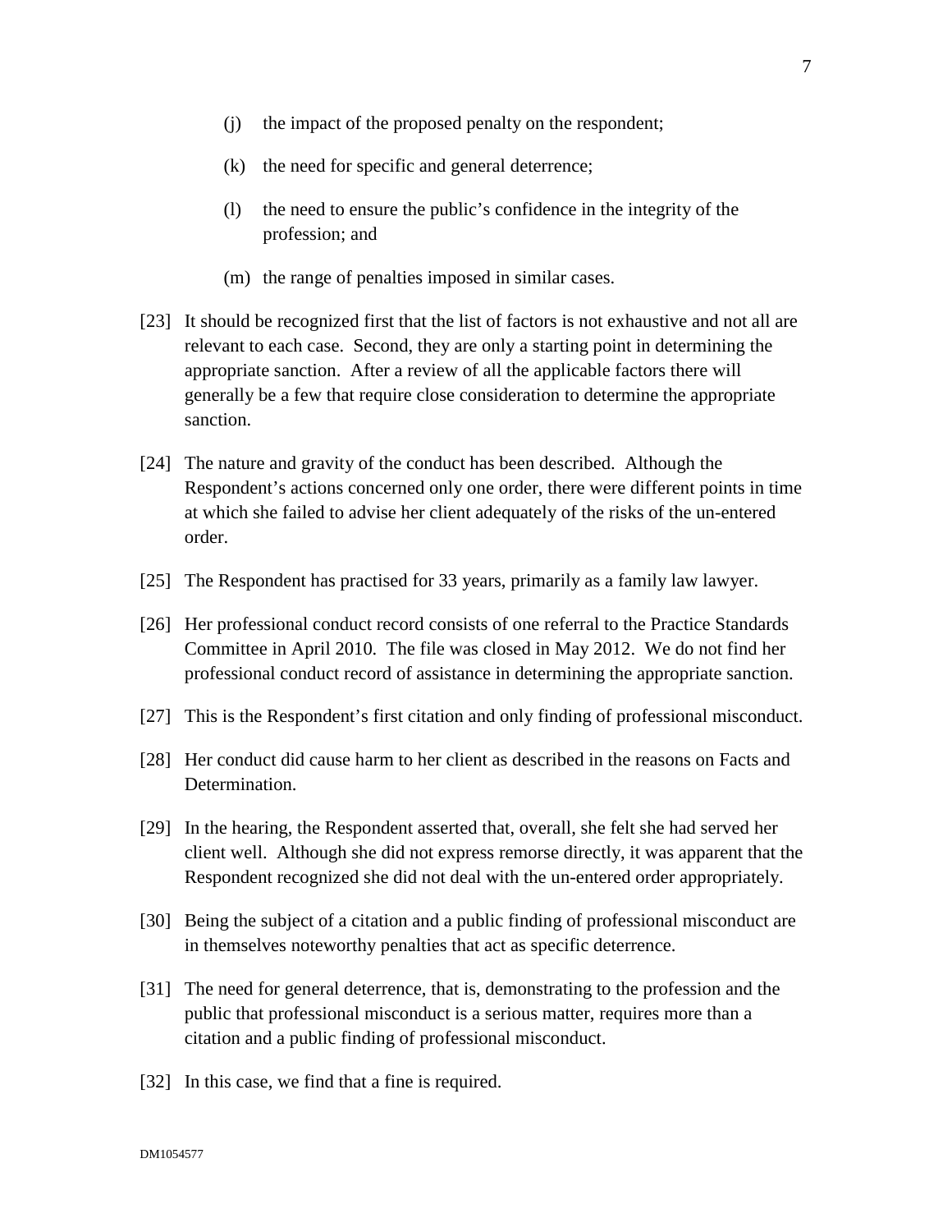(j) the impact of the proposed penalty on the respondent;

(k) the need for specific and general deterrence;

(l) the need to ensure the public's confidence in the integrity of the profession; and

(m) the range of penalties imposed in similar cases.

[23] It should be recognized first that the list of factors is not exhaustive and not all are relevant to each case. Second, they are only a starting point in determining the appropriate sanction. After a review of all the applicable factors there will generally be a few that require close consideration to determine the appropriate sanction.

[24] The nature and gravity of the conduct has been described. Although the Respondent's actions concerned only one order, there were different points in time at which she failed to advise her client adequately of the risks of the un-entered order.

[25] The Respondent has practised for 33 years, primarily as a family law lawyer.

[26] Her professional conduct record consists of one referral to the Practice Standards Committee in April 2010. The file was closed in May 2012. We do not find her professional conduct record of assistance in determining the appropriate sanction.

[27] This is the Respondent's first citation and only finding of professional misconduct.

[28] Her conduct did cause harm to her client as described in the reasons on Facts and Determination.

[29] In the hearing, the Respondent asserted that, overall, she felt she had served her client well. Although she did not express remorse directly, it was apparent that the Respondent recognized she did not deal with the un-entered order appropriately.

[30] Being the subject of a citation and a public finding of professional misconduct are in themselves noteworthy penalties that act as specific deterrence.

[31] The need for general deterrence, that is, demonstrating to the profession and the public that professional misconduct is a serious matter, requires more than a citation and a public finding of professional misconduct.

[32] In this case, we find that a fine is required.

DM1054577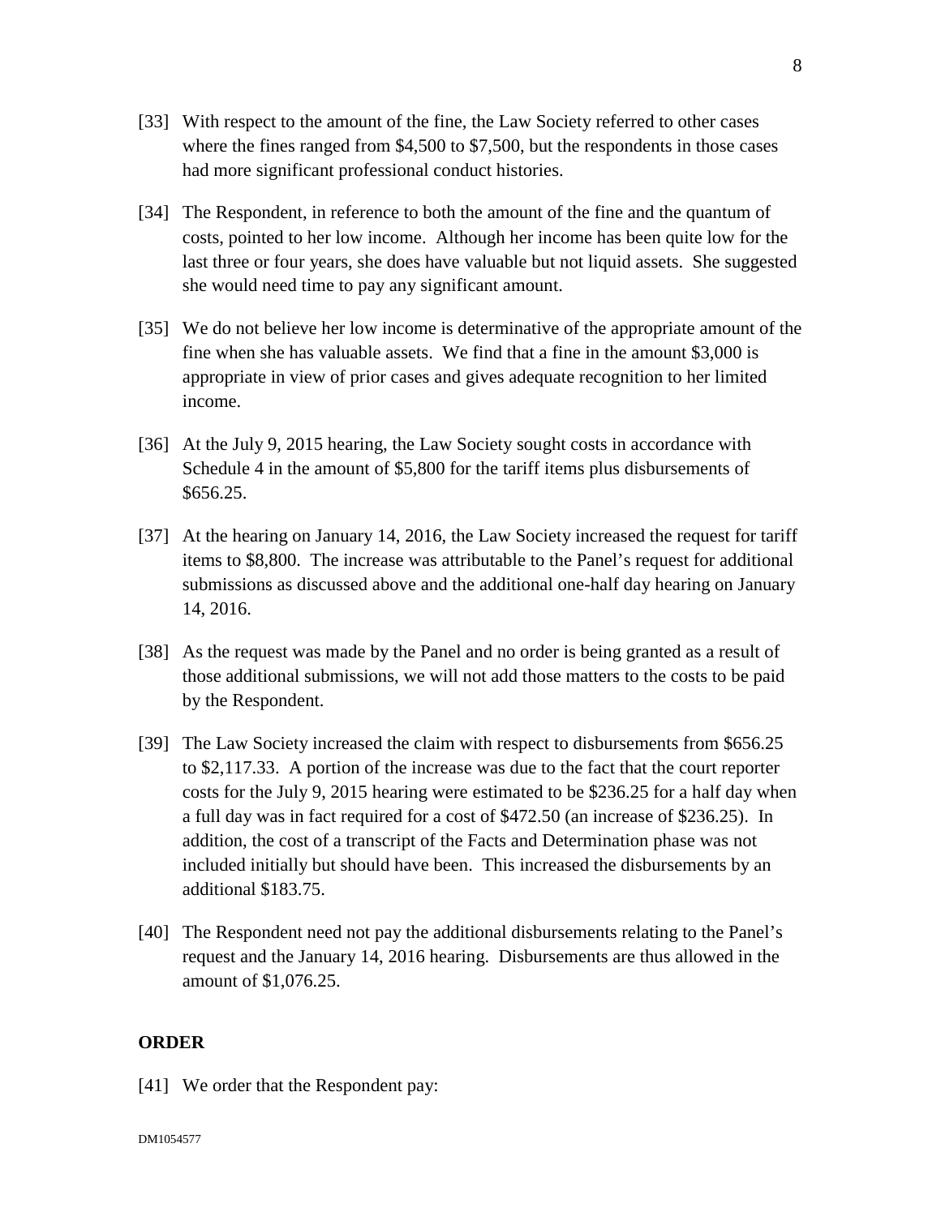[33] With respect to the amount of the fine, the Law Society referred to other cases where the fines ranged from $4,500 to $7,500, but the respondents in those cases had more significant professional conduct histories.

[34] The Respondent, in reference to both the amount of the fine and the quantum of costs, pointed to her low income. Although her income has been quite low for the last three or four years, she does have valuable but not liquid assets. She suggested she would need time to pay any significant amount.

[35] We do not believe her low income is determinative of the appropriate amount of the fine when she has valuable assets. We find that a fine in the amount $3,000 is appropriate in view of prior cases and gives adequate recognition to her limited income.

[36] At the July 9, 2015 hearing, the Law Society sought costs in accordance with Schedule 4 in the amount of $5,800 for the tariff items plus disbursements of $656.25.

[37] At the hearing on January 14, 2016, the Law Society increased the request for tariff items to $8,800. The increase was attributable to the Panel's request for additional submissions as discussed above and the additional one-half day hearing on January 14, 2016.

[38] As the request was made by the Panel and no order is being granted as a result of those additional submissions, we will not add those matters to the costs to be paid by the Respondent.

[39] The Law Society increased the claim with respect to disbursements from $656.25 to $2,117.33. A portion of the increase was due to the fact that the court reporter costs for the July 9, 2015 hearing were estimated to be $236.25 for a half day when a full day was in fact required for a cost of $472.50 (an increase of $236.25). In addition, the cost of a transcript of the Facts and Determination phase was not included initially but should have been. This increased the disbursements by an additional $183.75.

[40] The Respondent need not pay the additional disbursements relating to the Panel's request and the January 14, 2016 hearing. Disbursements are thus allowed in the amount of $1,076.25.

## ORDER

[41] We order that the Respondent pay:

DM1054577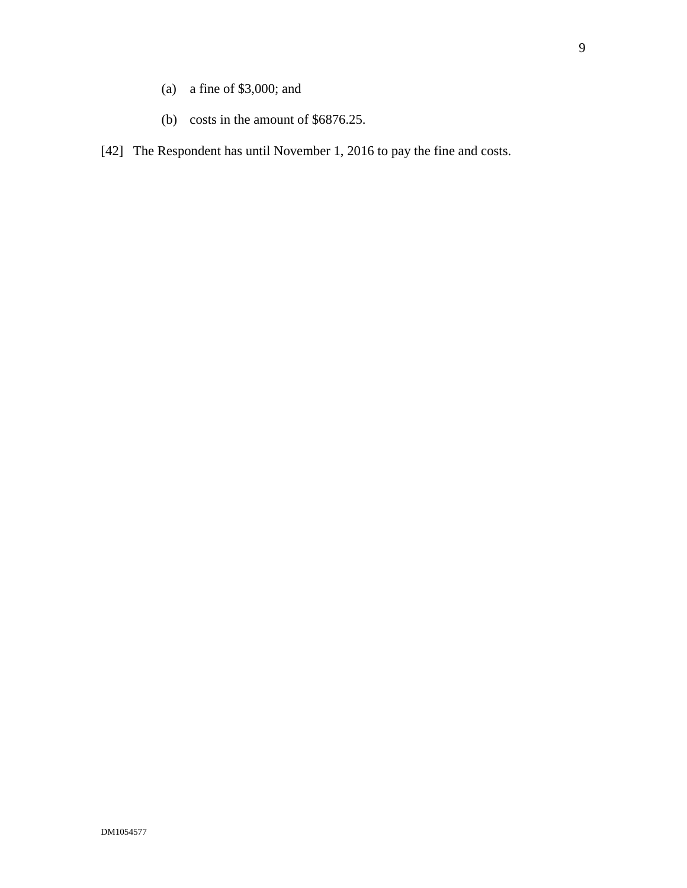(a) a fine of $3,000; and

(b) costs in the amount of $6876.25.

[42] The Respondent has until November 1, 2016 to pay the fine and costs.

DM1054577